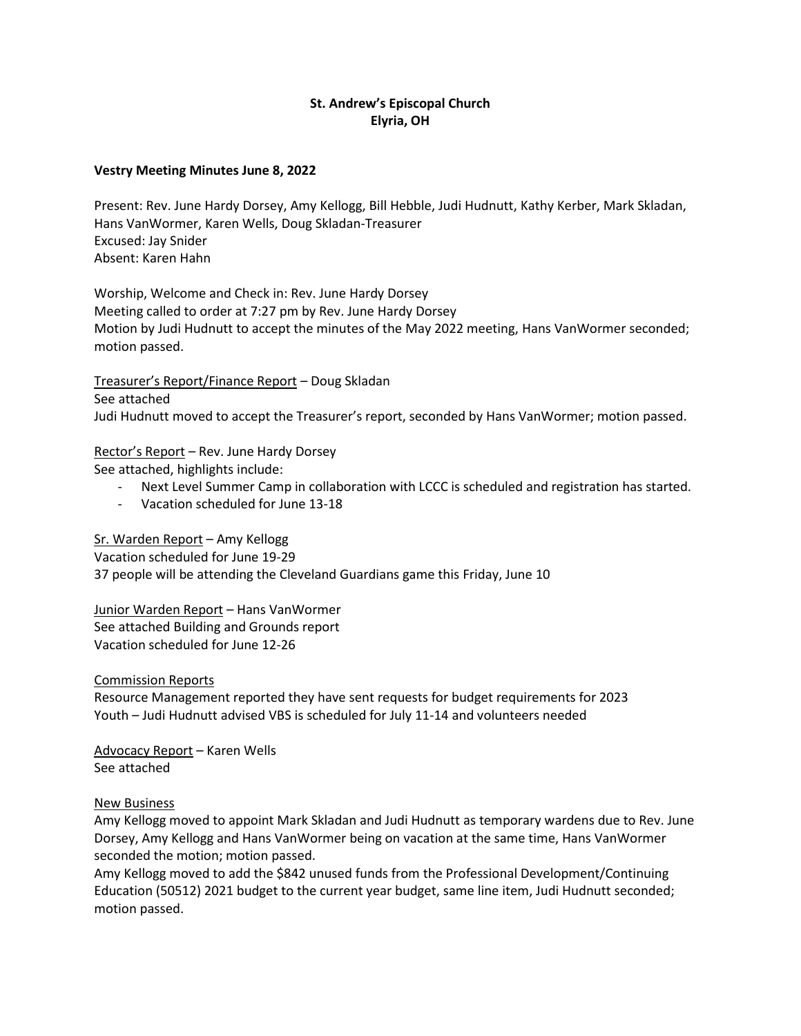**St. Andrew's Episcopal Church**
**Elyria, OH**

**Vestry Meeting Minutes June 8, 2022**

Present: Rev. June Hardy Dorsey, Amy Kellogg, Bill Hebble, Judi Hudnutt, Kathy Kerber, Mark Skladan, Hans VanWormer, Karen Wells, Doug Skladan-Treasurer
Excused: Jay Snider
Absent: Karen Hahn

Worship, Welcome and Check in: Rev. June Hardy Dorsey
Meeting called to order at 7:27 pm by Rev. June Hardy Dorsey
Motion by Judi Hudnutt to accept the minutes of the May 2022 meeting, Hans VanWormer seconded; motion passed.

Treasurer's Report/Finance Report – Doug Skladan
See attached
Judi Hudnutt moved to accept the Treasurer's report, seconded by Hans VanWormer; motion passed.

Rector's Report – Rev. June Hardy Dorsey
See attached, highlights include:

- Next Level Summer Camp in collaboration with LCCC is scheduled and registration has started.
- Vacation scheduled for June 13-18

Sr. Warden Report – Amy Kellogg
Vacation scheduled for June 19-29
37 people will be attending the Cleveland Guardians game this Friday, June 10

Junior Warden Report – Hans VanWormer
See attached Building and Grounds report
Vacation scheduled for June 12-26

Commission Reports
Resource Management reported they have sent requests for budget requirements for 2023
Youth – Judi Hudnutt advised VBS is scheduled for July 11-14 and volunteers needed

Advocacy Report – Karen Wells
See attached

New Business
Amy Kellogg moved to appoint Mark Skladan and Judi Hudnutt as temporary wardens due to Rev. June Dorsey, Amy Kellogg and Hans VanWormer being on vacation at the same time, Hans VanWormer seconded the motion; motion passed.
Amy Kellogg moved to add the $842 unused funds from the Professional Development/Continuing Education (50512) 2021 budget to the current year budget, same line item, Judi Hudnutt seconded; motion passed.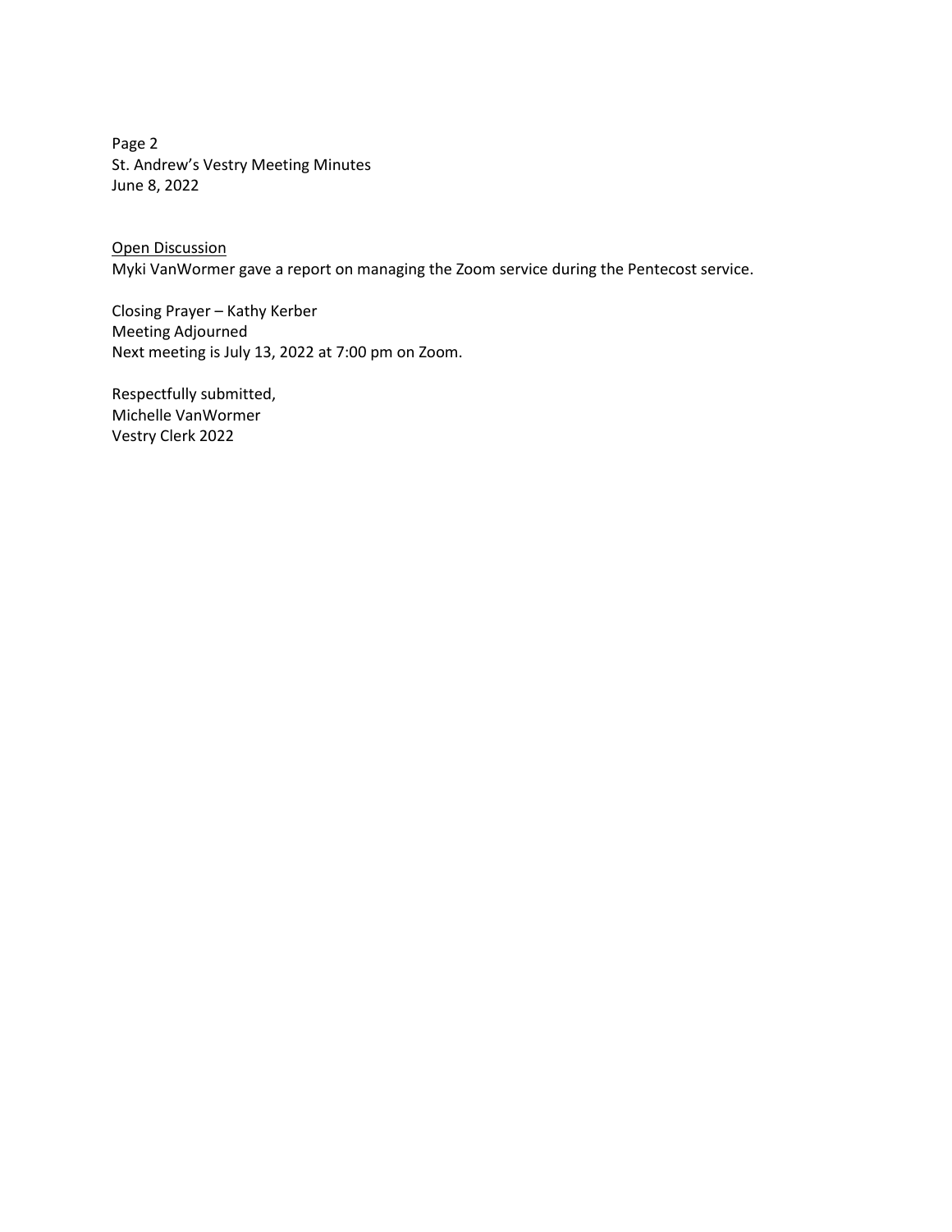Open Discussion

Myki VanWormer gave a report on managing the Zoom service during the Pentecost service.

Closing Prayer – Kathy Kerber
Meeting Adjourned
Next meeting is July 13, 2022 at 7:00 pm on Zoom.

Respectfully submitted,
Michelle VanWormer
Vestry Clerk 2022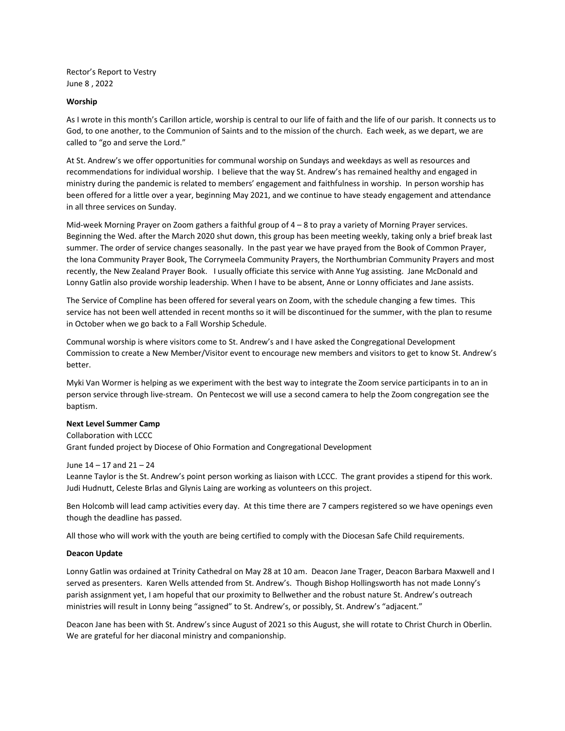Rector's Report to Vestry
June 8 , 2022

**Worship**

As I wrote in this month's Carillon article, worship is central to our life of faith and the life of our parish. It connects us to God, to one another, to the Communion of Saints and to the mission of the church. Each week, as we depart, we are called to "go and serve the Lord."

At St. Andrew's we offer opportunities for communal worship on Sundays and weekdays as well as resources and recommendations for individual worship. I believe that the way St. Andrew's has remained healthy and engaged in ministry during the pandemic is related to members' engagement and faithfulness in worship. In person worship has been offered for a little over a year, beginning May 2021, and we continue to have steady engagement and attendance in all three services on Sunday.

Mid-week Morning Prayer on Zoom gathers a faithful group of 4 – 8 to pray a variety of Morning Prayer services. Beginning the Wed. after the March 2020 shut down, this group has been meeting weekly, taking only a brief break last summer. The order of service changes seasonally. In the past year we have prayed from the Book of Common Prayer, the Iona Community Prayer Book, The Corrymeela Community Prayers, the Northumbrian Community Prayers and most recently, the New Zealand Prayer Book. I usually officiate this service with Anne Yug assisting. Jane McDonald and Lonny Gatlin also provide worship leadership. When I have to be absent, Anne or Lonny officiates and Jane assists.

The Service of Compline has been offered for several years on Zoom, with the schedule changing a few times. This service has not been well attended in recent months so it will be discontinued for the summer, with the plan to resume in October when we go back to a Fall Worship Schedule.

Communal worship is where visitors come to St. Andrew's and I have asked the Congregational Development Commission to create a New Member/Visitor event to encourage new members and visitors to get to know St. Andrew's better.

Myki Van Wormer is helping as we experiment with the best way to integrate the Zoom service participants in to an in person service through live-stream. On Pentecost we will use a second camera to help the Zoom congregation see the baptism.

**Next Level Summer Camp**

Collaboration with LCCC
Grant funded project by Diocese of Ohio Formation and Congregational Development

June 14 – 17 and 21 – 24
Leanne Taylor is the St. Andrew's point person working as liaison with LCCC. The grant provides a stipend for this work. Judi Hudnutt, Celeste Brlas and Glynis Laing are working as volunteers on this project.

Ben Holcomb will lead camp activities every day. At this time there are 7 campers registered so we have openings even though the deadline has passed.

All those who will work with the youth are being certified to comply with the Diocesan Safe Child requirements.

**Deacon Update**

Lonny Gatlin was ordained at Trinity Cathedral on May 28 at 10 am. Deacon Jane Trager, Deacon Barbara Maxwell and I served as presenters. Karen Wells attended from St. Andrew's. Though Bishop Hollingsworth has not made Lonny's parish assignment yet, I am hopeful that our proximity to Bellwether and the robust nature St. Andrew's outreach ministries will result in Lonny being "assigned" to St. Andrew's, or possibly, St. Andrew's "adjacent."

Deacon Jane has been with St. Andrew's since August of 2021 so this August, she will rotate to Christ Church in Oberlin. We are grateful for her diaconal ministry and companionship.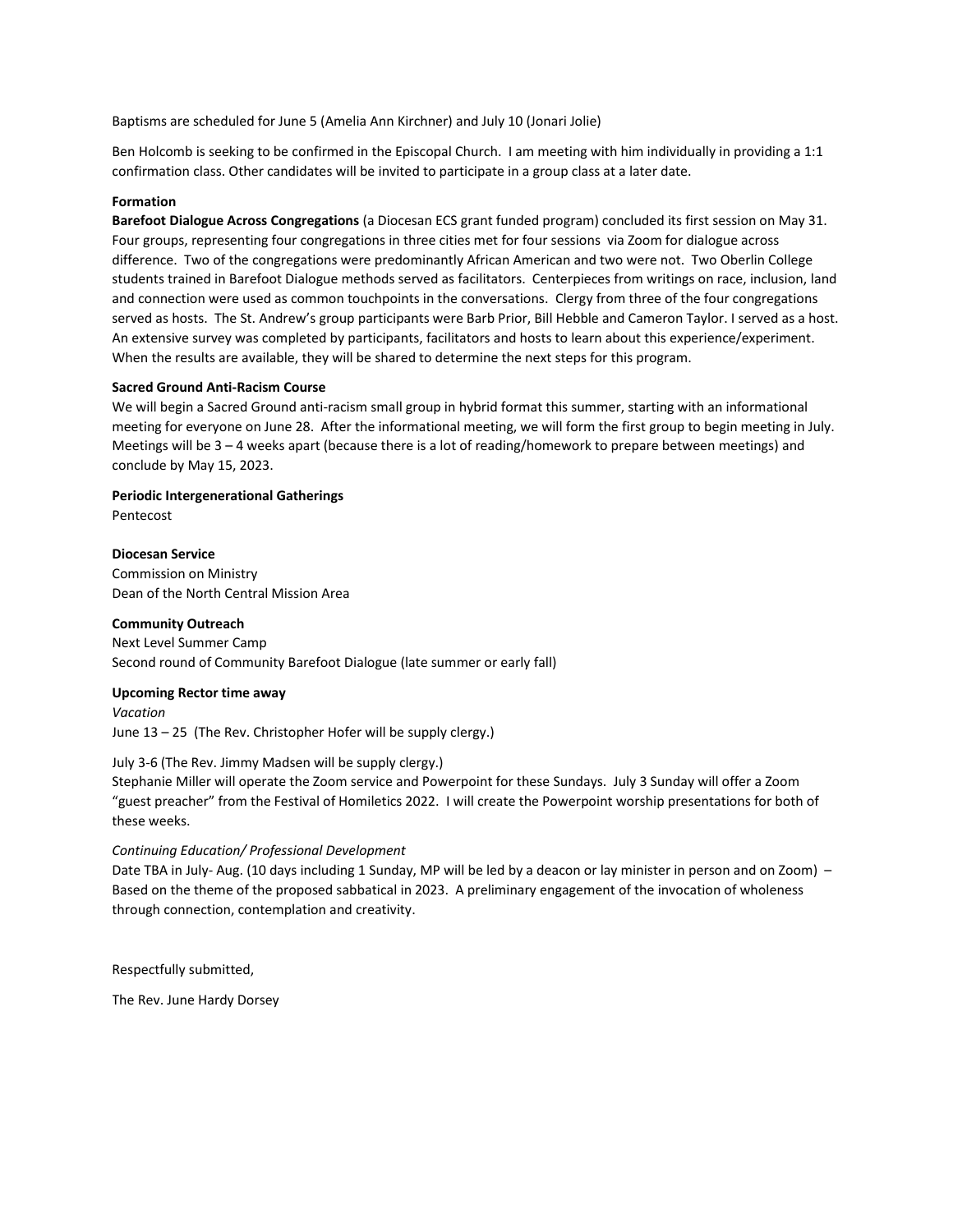Baptisms are scheduled for June 5 (Amelia Ann Kirchner) and July 10 (Jonari Jolie)

Ben Holcomb is seeking to be confirmed in the Episcopal Church. I am meeting with him individually in providing a 1:1 confirmation class. Other candidates will be invited to participate in a group class at a later date.

**Formation**

**Barefoot Dialogue Across Congregations** (a Diocesan ECS grant funded program) concluded its first session on May 31. Four groups, representing four congregations in three cities met for four sessions via Zoom for dialogue across difference. Two of the congregations were predominantly African American and two were not. Two Oberlin College students trained in Barefoot Dialogue methods served as facilitators. Centerpieces from writings on race, inclusion, land and connection were used as common touchpoints in the conversations. Clergy from three of the four congregations served as hosts. The St. Andrew's group participants were Barb Prior, Bill Hebble and Cameron Taylor. I served as a host. An extensive survey was completed by participants, facilitators and hosts to learn about this experience/experiment. When the results are available, they will be shared to determine the next steps for this program.

**Sacred Ground Anti-Racism Course**

We will begin a Sacred Ground anti-racism small group in hybrid format this summer, starting with an informational meeting for everyone on June 28. After the informational meeting, we will form the first group to begin meeting in July. Meetings will be 3 – 4 weeks apart (because there is a lot of reading/homework to prepare between meetings) and conclude by May 15, 2023.

**Periodic Intergenerational Gatherings**

Pentecost

**Diocesan Service**

Commission on Ministry
Dean of the North Central Mission Area

**Community Outreach**

Next Level Summer Camp
Second round of Community Barefoot Dialogue (late summer or early fall)

**Upcoming Rector time away**

*Vacation*
June 13 – 25 (The Rev. Christopher Hofer will be supply clergy.)

July 3-6 (The Rev. Jimmy Madsen will be supply clergy.)
Stephanie Miller will operate the Zoom service and Powerpoint for these Sundays. July 3 Sunday will offer a Zoom "guest preacher" from the Festival of Homiletics 2022. I will create the Powerpoint worship presentations for both of these weeks.

*Continuing Education/ Professional Development*
Date TBA in July- Aug. (10 days including 1 Sunday, MP will be led by a deacon or lay minister in person and on Zoom) – Based on the theme of the proposed sabbatical in 2023. A preliminary engagement of the invocation of wholeness through connection, contemplation and creativity.

Respectfully submitted,

The Rev. June Hardy Dorsey